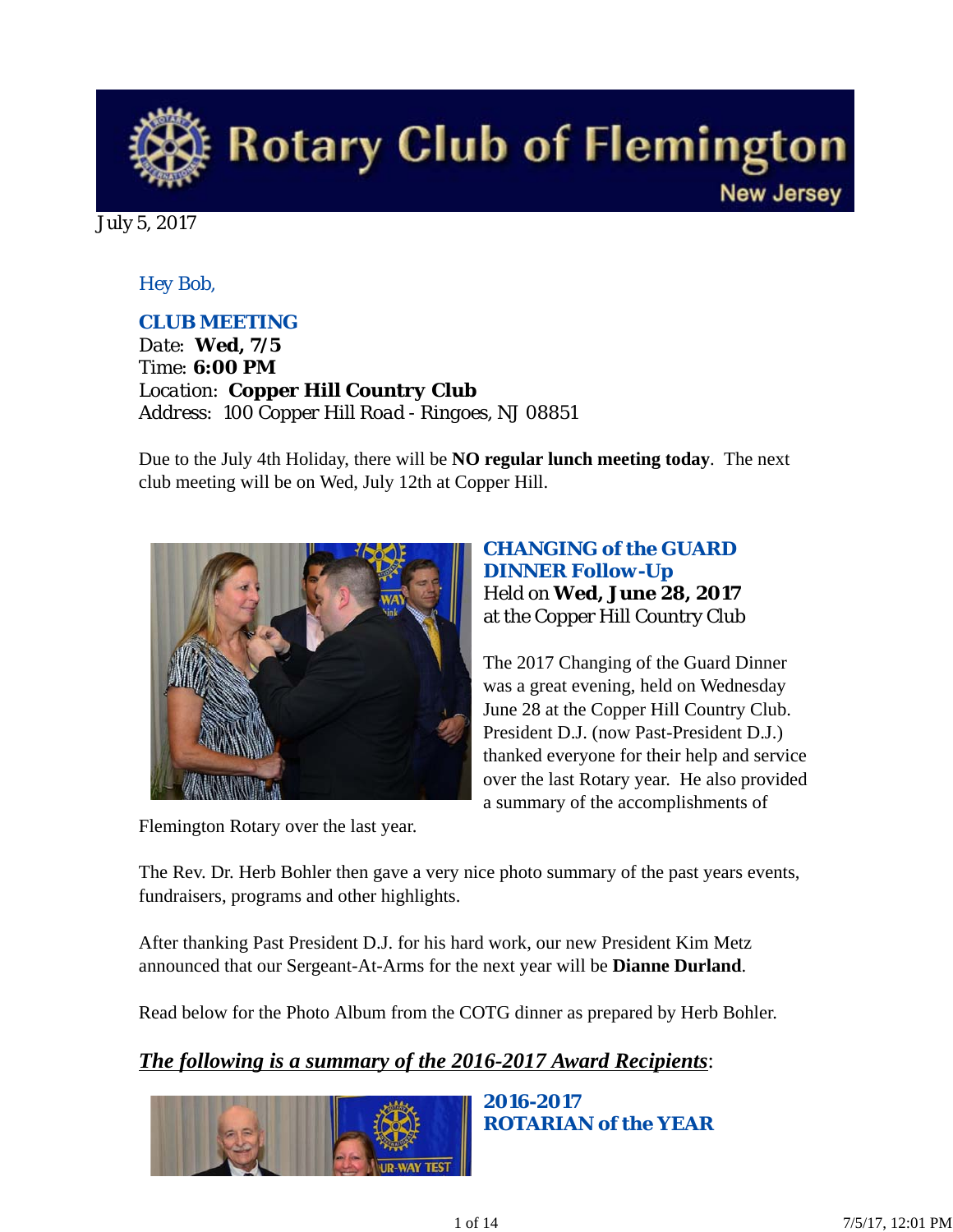# Rotary Club of Flemington

New Jersey

July 5, 2017

*Hey Bob,*

### CLUB MEETING

Date: **Wed, 7/5**
Time: **6:00 PM**
*Location*: **Copper Hill Country Club**
Address: 100 Copper Hill Road - Ringoes, NJ 08851

Due to the July 4th Holiday, there will be **NO regular lunch meeting today**. The next club meeting will be on Wed, July 12th at Copper Hill.

### CHANGING of the GUARD DINNER Follow-Up

Held on **Wed, June 28, 2017**
at the Copper Hill Country Club

The 2017 Changing of the Guard Dinner was a great evening, held on Wednesday June 28 at the Copper Hill Country Club. President D.J. (now Past-President D.J.) thanked everyone for their help and service over the last Rotary year. He also provided a summary of the accomplishments of Flemington Rotary over the last year.

The Rev. Dr. Herb Bohler then gave a very nice photo summary of the past years events, fundraisers, programs and other highlights.

After thanking Past President D.J. for his hard work, our new President Kim Metz announced that our Sergeant-At-Arms for the next year will be **Dianne Durland**.

Read below for the Photo Album from the COTG dinner as prepared by Herb Bohler.

## ***The following is a summary of the 2016-2017 Award Recipients***:

### 2016-2017 ROTARIAN of the YEAR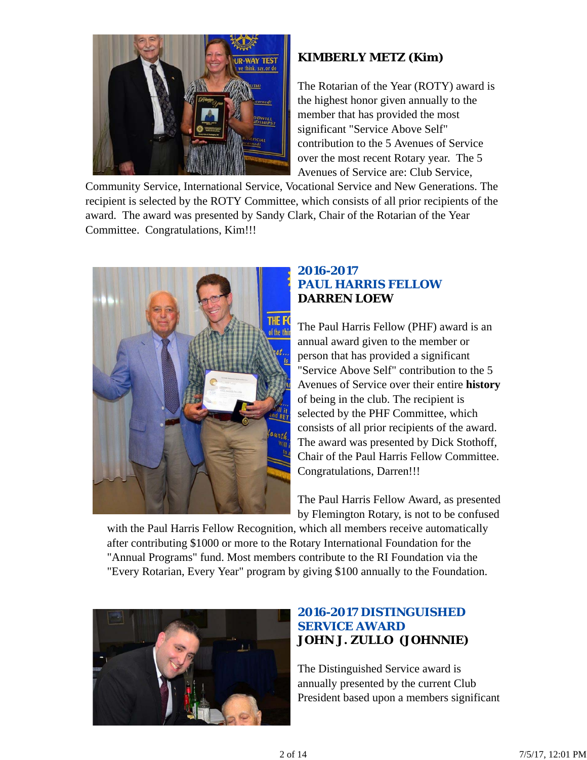## KIMBERLY METZ (Kim)

The Rotarian of the Year (ROTY) award is the highest honor given annually to the member that has provided the most significant "Service Above Self" contribution to the 5 Avenues of Service over the most recent Rotary year. The 5 Avenues of Service are: Club Service, Community Service, International Service, Vocational Service and New Generations. The recipient is selected by the ROTY Committee, which consists of all prior recipients of the award. The award was presented by Sandy Clark, Chair of the Rotarian of the Year Committee. Congratulations, Kim!!!

## 2016-2017 PAUL HARRIS FELLOW

## DARREN LOEW

The Paul Harris Fellow (PHF) award is an annual award given to the member or person that has provided a significant "Service Above Self" contribution to the 5 Avenues of Service over their entire **history** of being in the club. The recipient is selected by the PHF Committee, which consists of all prior recipients of the award. The award was presented by Dick Stothoff, Chair of the Paul Harris Fellow Committee. Congratulations, Darren!!!

The Paul Harris Fellow Award, as presented by Flemington Rotary, is not to be confused with the Paul Harris Fellow Recognition, which all members receive automatically after contributing $1000 or more to the Rotary International Foundation for the "Annual Programs" fund. Most members contribute to the RI Foundation via the "Every Rotarian, Every Year" program by giving $100 annually to the Foundation.

## 2016-2017 DISTINGUISHED SERVICE AWARD

## JOHN J. ZULLO (JOHNNIE)

The Distinguished Service award is annually presented by the current Club President based upon a members significant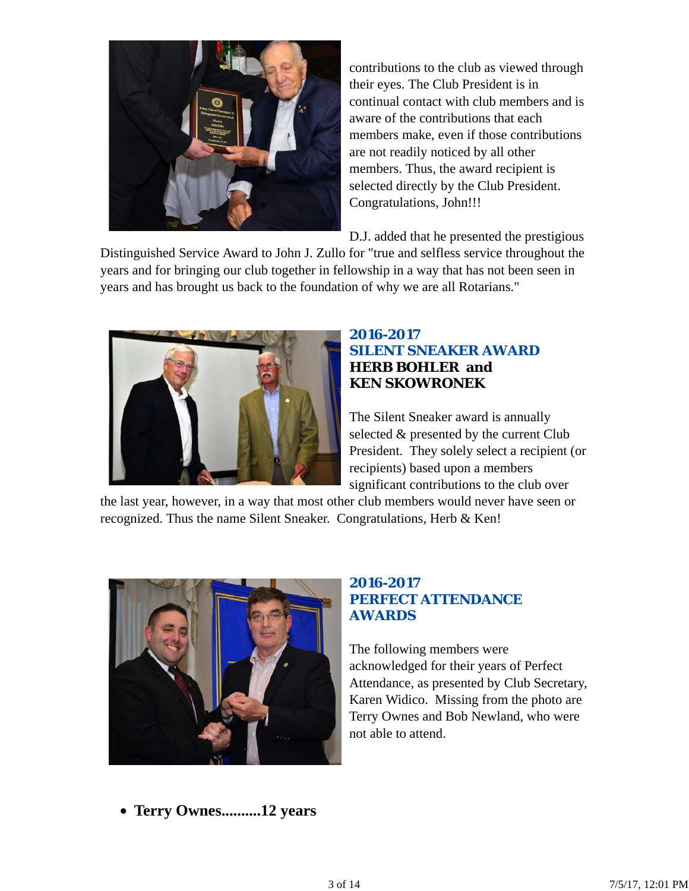contributions to the club as viewed through their eyes. The Club President is in continual contact with club members and is aware of the contributions that each members make, even if those contributions are not readily noticed by all other members. Thus, the award recipient is selected directly by the Club President. Congratulations, John!!!

D.J. added that he presented the prestigious Distinguished Service Award to John J. Zullo for "true and selfless service throughout the years and for bringing our club together in fellowship in a way that has not been seen in years and has brought us back to the foundation of why we are all Rotarians."

## 2016-2017
## SILENT SNEAKER AWARD
### HERB BOHLER and KEN SKOWRONEK

The Silent Sneaker award is annually selected & presented by the current Club President. They solely select a recipient (or recipients) based upon a members significant contributions to the club over the last year, however, in a way that most other club members would never have seen or recognized. Thus the name Silent Sneaker. Congratulations, Herb & Ken!

## 2016-2017
## PERFECT ATTENDANCE AWARDS

The following members were acknowledged for their years of Perfect Attendance, as presented by Club Secretary, Karen Widico. Missing from the photo are Terry Ownes and Bob Newland, who were not able to attend.

- **Terry Ownes..........12 years**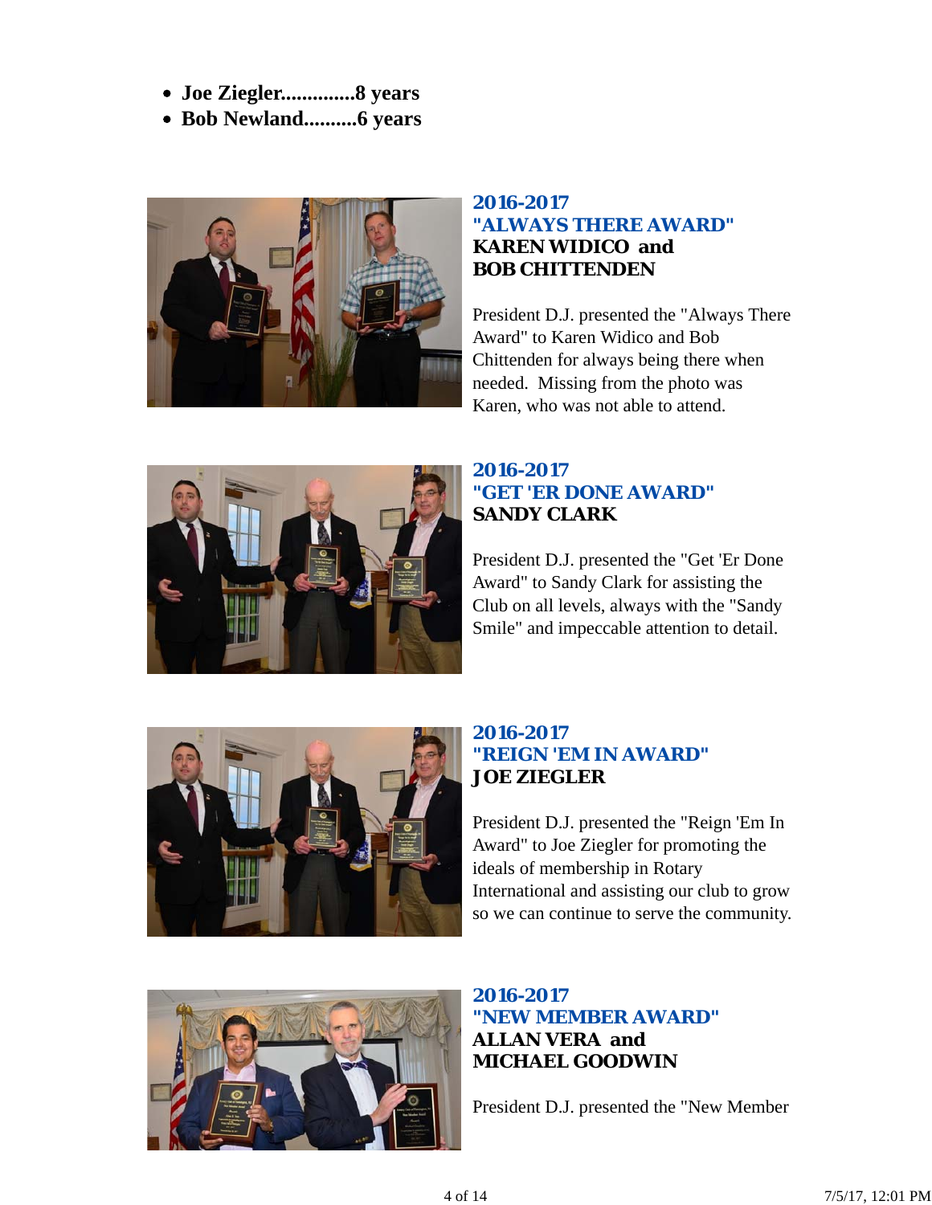- **Joe Ziegler..............8 years**
- **Bob Newland..........6 years**

**2016-2017**
**"ALWAYS THERE AWARD"**
**KAREN WIDICO and**
**BOB CHITTENDEN**

President D.J. presented the "Always There Award" to Karen Widico and Bob Chittenden for always being there when needed. Missing from the photo was Karen, who was not able to attend.

**2016-2017**
**"GET 'ER DONE AWARD"**
**SANDY CLARK**

President D.J. presented the "Get 'Er Done Award" to Sandy Clark for assisting the Club on all levels, always with the "Sandy Smile" and impeccable attention to detail.

**2016-2017**
**"REIGN 'EM IN AWARD"**
**JOE ZIEGLER**

President D.J. presented the "Reign 'Em In Award" to Joe Ziegler for promoting the ideals of membership in Rotary International and assisting our club to grow so we can continue to serve the community.

**2016-2017**
**"NEW MEMBER AWARD"**
**ALLAN VERA and**
**MICHAEL GOODWIN**

President D.J. presented the "New Member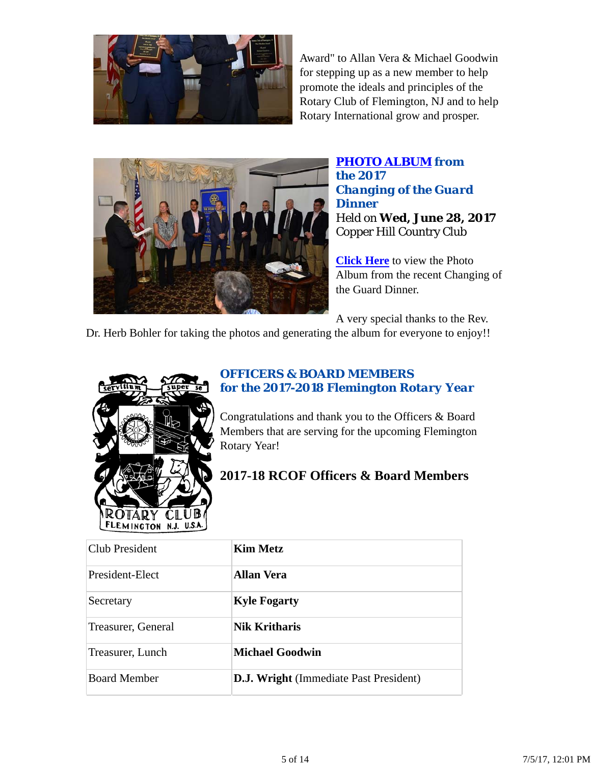Award" to Allan Vera & Michael Goodwin for stepping up as a new member to help promote the ideals and principles of the Rotary Club of Flemington, NJ and to help Rotary International grow and prosper.

## PHOTO ALBUM from the 2017 Changing of the Guard Dinner

Held on **Wed, June 28, 2017**
Copper Hill Country Club

Click Here to view the Photo Album from the recent Changing of the Guard Dinner.

A very special thanks to the Rev. Dr. Herb Bohler for taking the photos and generating the album for everyone to enjoy!!

## OFFICERS & BOARD MEMBERS for the 2017-2018 Flemington Rotary Year

Congratulations and thank you to the Officers & Board Members that are serving for the upcoming Flemington Rotary Year!

### 2017-18 RCOF Officers & Board Members

| Position | Name |
|---|---|
| Club President | **Kim Metz** |
| President-Elect | **Allan Vera** |
| Secretary | **Kyle Fogarty** |
| Treasurer, General | **Nik Kritharis** |
| Treasurer, Lunch | **Michael Goodwin** |
| Board Member | **D.J. Wright** (Immediate Past President) |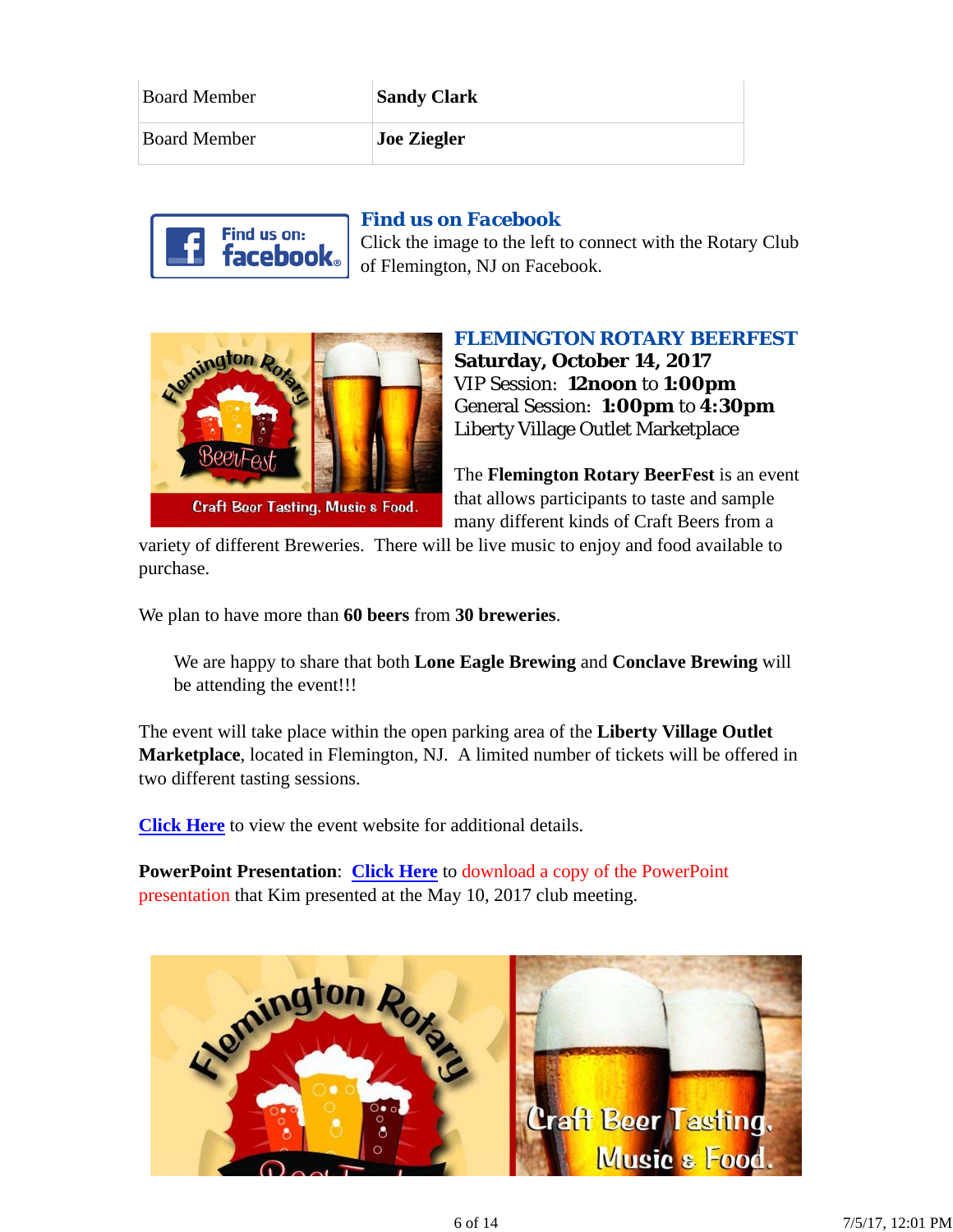| Board Member | **Sandy Clark** |
|---|---|
| Board Member | **Joe Ziegler** |

## Find us on Facebook

Click the image to the left to connect with the Rotary Club of Flemington, NJ on Facebook.

## FLEMINGTON ROTARY BEERFEST

**Saturday, October 14, 2017**
VIP Session: **12noon** to **1:00pm**
General Session: **1:00pm** to **4:30pm**
Liberty Village Outlet Marketplace

The **Flemington Rotary BeerFest** is an event that allows participants to taste and sample many different kinds of Craft Beers from a variety of different Breweries. There will be live music to enjoy and food available to purchase.

We plan to have more than **60 beers** from **30 breweries**.

> We are happy to share that both **Lone Eagle Brewing** and **Conclave Brewing** will be attending the event!!!

The event will take place within the open parking area of the **Liberty Village Outlet Marketplace**, located in Flemington, NJ. A limited number of tickets will be offered in two different tasting sessions.

**Click Here** to view the event website for additional details.

**PowerPoint Presentation**: **Click Here** to download a copy of the PowerPoint presentation that Kim presented at the May 10, 2017 club meeting.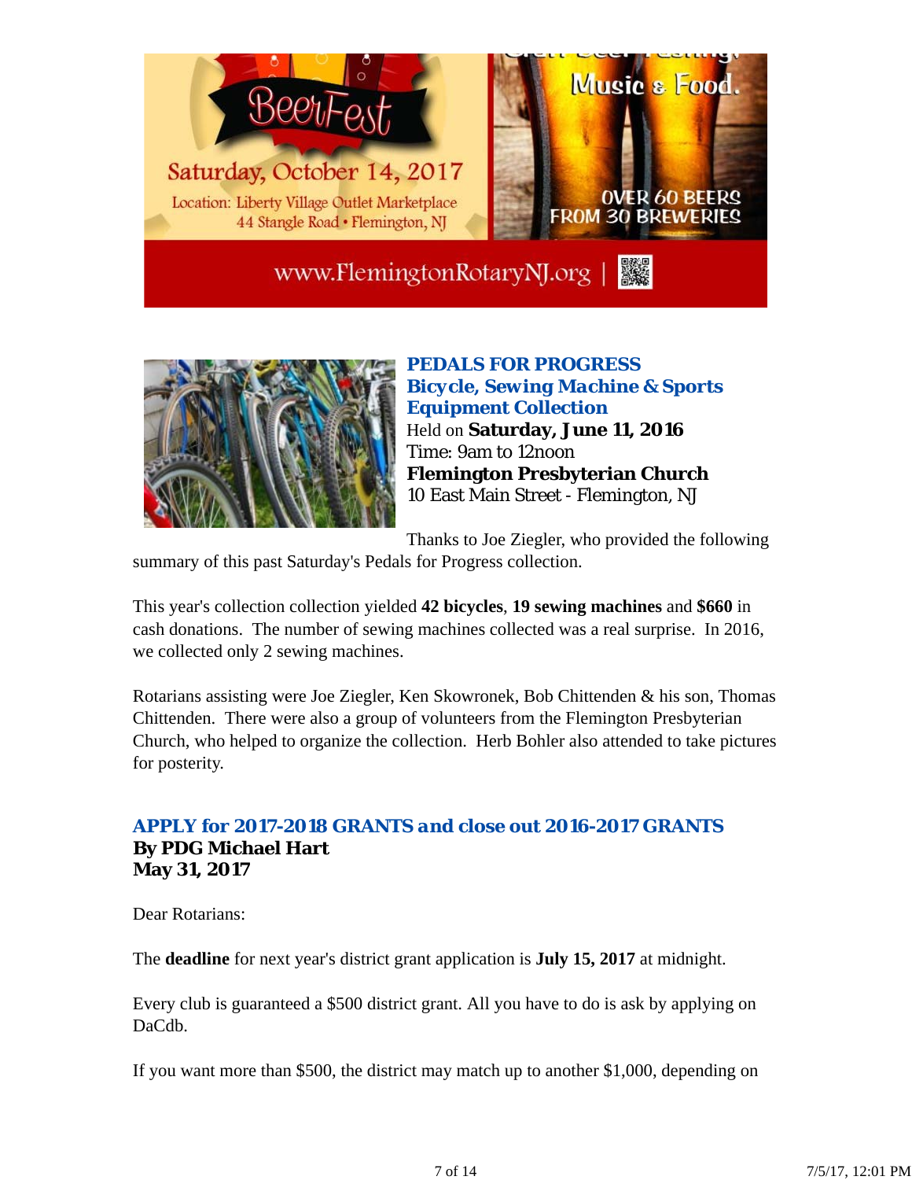Saturday, October 14, 2017

Location: Liberty Village Outlet Marketplace
44 Stangle Road • Flemington, NJ

Music & Food.

OVER 60 BEERS FROM 30 BREWERIES

www.FlemingtonRotaryNJ.org

## PEDALS FOR PROGRESS Bicycle, Sewing Machine & Sports Equipment Collection

Held on **Saturday, June 11, 2016**
Time: 9am to 12noon
**Flemington Presbyterian Church**
10 East Main Street - Flemington, NJ

Thanks to Joe Ziegler, who provided the following summary of this past Saturday's Pedals for Progress collection.

This year's collection collection yielded **42 bicycles**, **19 sewing machines** and **$660** in cash donations. The number of sewing machines collected was a real surprise. In 2016, we collected only 2 sewing machines.

Rotarians assisting were Joe Ziegler, Ken Skowronek, Bob Chittenden & his son, Thomas Chittenden. There were also a group of volunteers from the Flemington Presbyterian Church, who helped to organize the collection. Herb Bohler also attended to take pictures for posterity.

## APPLY for 2017-2018 GRANTS and close out 2016-2017 GRANTS

**By PDG Michael Hart**
**May 31, 2017**

Dear Rotarians:

The **deadline** for next year's district grant application is **July 15, 2017** at midnight.

Every club is guaranteed a $500 district grant. All you have to do is ask by applying on DaCdb.

If you want more than $500, the district may match up to another $1,000, depending on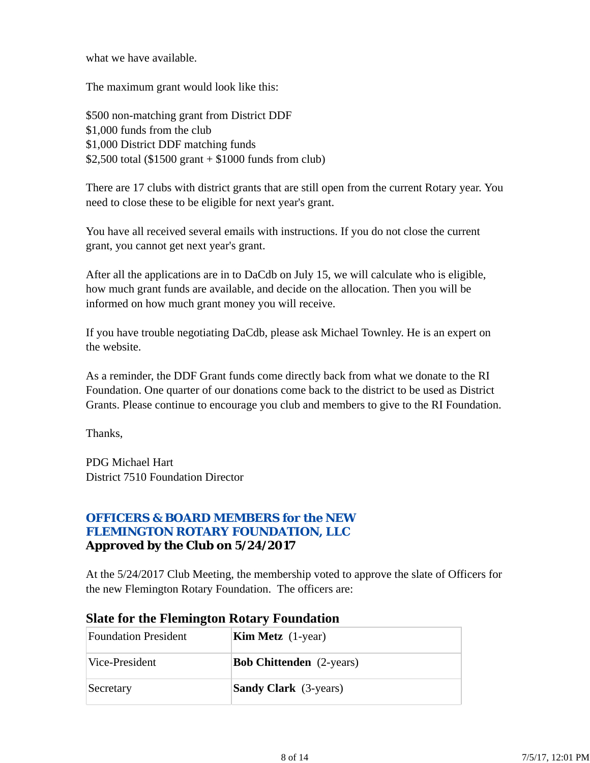what we have available.

The maximum grant would look like this:

$500 non-matching grant from District DDF
$1,000 funds from the club
$1,000 District DDF matching funds
$2,500 total ($1500 grant + $1000 funds from club)

There are 17 clubs with district grants that are still open from the current Rotary year. You need to close these to be eligible for next year's grant.

You have all received several emails with instructions. If you do not close the current grant, you cannot get next year's grant.

After all the applications are in to DaCdb on July 15, we will calculate who is eligible, how much grant funds are available, and decide on the allocation. Then you will be informed on how much grant money you will receive.

If you have trouble negotiating DaCdb, please ask Michael Townley. He is an expert on the website.

As a reminder, the DDF Grant funds come directly back from what we donate to the RI Foundation. One quarter of our donations come back to the district to be used as District Grants. Please continue to encourage you club and members to give to the RI Foundation.

Thanks,

PDG Michael Hart
District 7510 Foundation Director

## OFFICERS & BOARD MEMBERS for the NEW FLEMINGTON ROTARY FOUNDATION, LLC

**Approved by the Club on 5/24/2017**

At the 5/24/2017 Club Meeting, the membership voted to approve the slate of Officers for the new Flemington Rotary Foundation. The officers are:

### Slate for the Flemington Rotary Foundation

| | |
|---|---|
| Foundation President | **Kim Metz** (1-year) |
| Vice-President | **Bob Chittenden** (2-years) |
| Secretary | **Sandy Clark** (3-years) |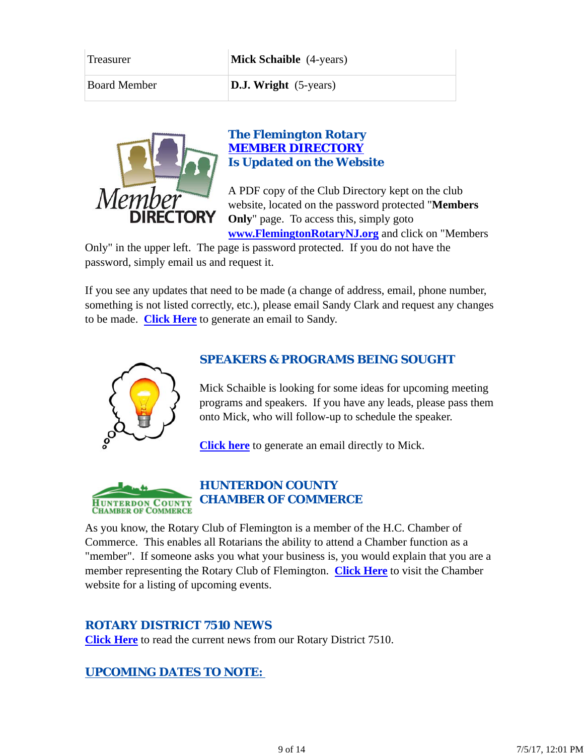| Treasurer | **Mick Schaible** (4-years) |
|---|---|
| Board Member | **D.J. Wright** (5-years) |

### The Flemington Rotary MEMBER DIRECTORY Is Updated on the Website

A PDF copy of the Club Directory kept on the club website, located on the password protected "**Members Only**" page. To access this, simply goto **www.FlemingtonRotaryNJ.org** and click on "Members Only" in the upper left. The page is password protected. If you do not have the password, simply email us and request it.

If you see any updates that need to be made (a change of address, email, phone number, something is not listed correctly, etc.), please email Sandy Clark and request any changes to be made. **Click Here** to generate an email to Sandy.

### SPEAKERS & PROGRAMS BEING SOUGHT

Mick Schaible is looking for some ideas for upcoming meeting programs and speakers. If you have any leads, please pass them onto Mick, who will follow-up to schedule the speaker.

**Click here** to generate an email directly to Mick.

### HUNTERDON COUNTY CHAMBER OF COMMERCE

As you know, the Rotary Club of Flemington is a member of the H.C. Chamber of Commerce. This enables all Rotarians the ability to attend a Chamber function as a "member". If someone asks you what your business is, you would explain that you are a member representing the Rotary Club of Flemington. **Click Here** to visit the Chamber website for a listing of upcoming events.

### ROTARY DISTRICT 7510 NEWS

**Click Here** to read the current news from our Rotary District 7510.

### UPCOMING DATES TO NOTE: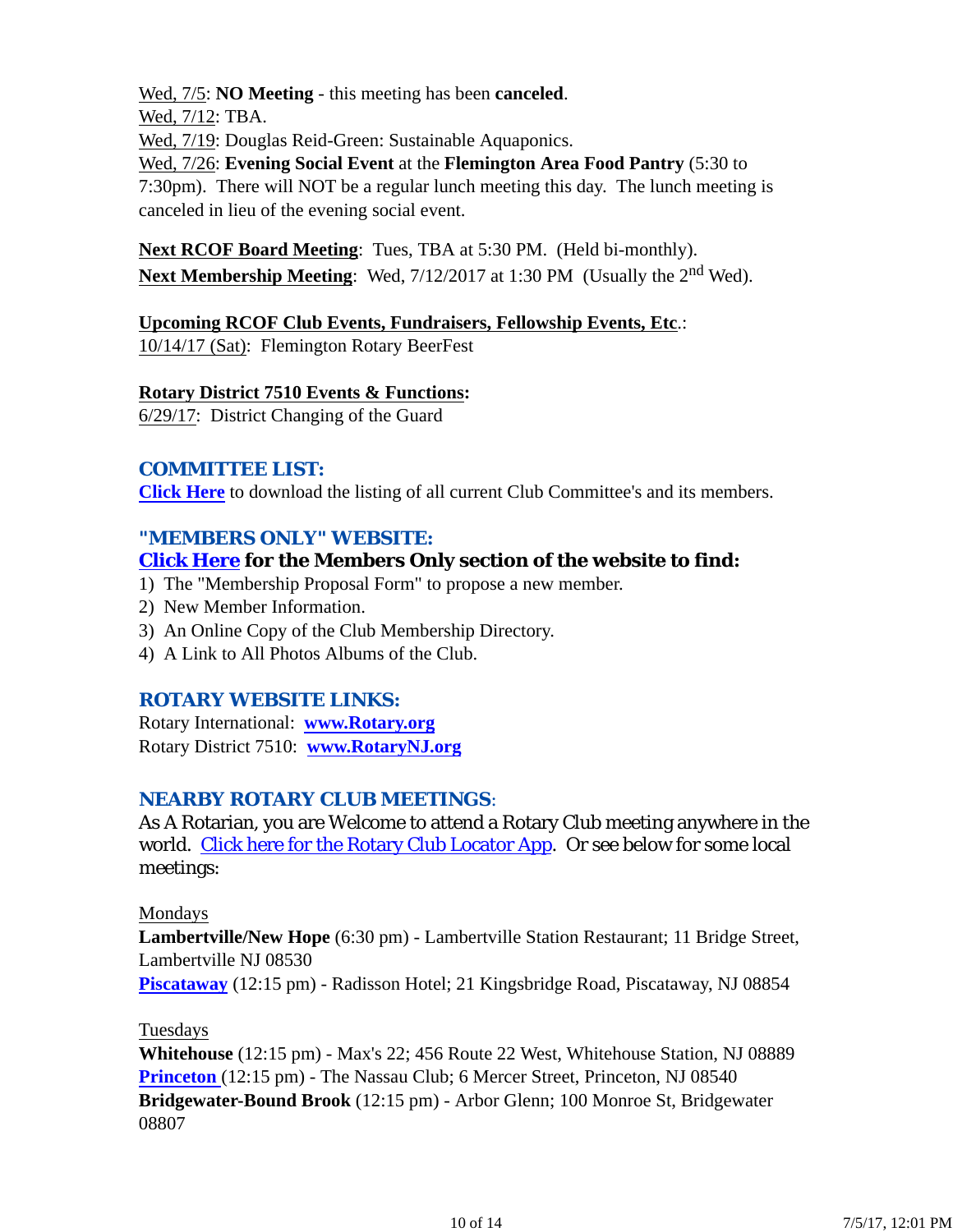Wed, 7/5: **NO Meeting** - this meeting has been **canceled**.
Wed, 7/12: TBA.
Wed, 7/19: Douglas Reid-Green: Sustainable Aquaponics.
Wed, 7/26: **Evening Social Event** at the **Flemington Area Food Pantry** (5:30 to 7:30pm). There will NOT be a regular lunch meeting this day. The lunch meeting is canceled in lieu of the evening social event.

**Next RCOF Board Meeting**: Tues, TBA at 5:30 PM. (Held bi-monthly).
**Next Membership Meeting**: Wed, 7/12/2017 at 1:30 PM (Usually the 2nd Wed).

**Upcoming RCOF Club Events, Fundraisers, Fellowship Events, Etc**.:
10/14/17 (Sat): Flemington Rotary BeerFest

**Rotary District 7510 Events & Functions:**
6/29/17: District Changing of the Guard

## COMMITTEE LIST:

**Click Here** to download the listing of all current Club Committee's and its members.

## "MEMBERS ONLY" WEBSITE:

**Click Here for the Members Only section of the website to find:**

1) The "Membership Proposal Form" to propose a new member.
2) New Member Information.
3) An Online Copy of the Club Membership Directory.
4) A Link to All Photos Albums of the Club.

## ROTARY WEBSITE LINKS:

Rotary International: **www.Rotary.org**
Rotary District 7510: **www.RotaryNJ.org**

## NEARBY ROTARY CLUB MEETINGS:

As A Rotarian, you are Welcome to attend a Rotary Club meeting anywhere in the world. Click here for the Rotary Club Locator App. Or see below for some local meetings:

Mondays
**Lambertville/New Hope** (6:30 pm) - Lambertville Station Restaurant; 11 Bridge Street, Lambertville NJ 08530
**Piscataway** (12:15 pm) - Radisson Hotel; 21 Kingsbridge Road, Piscataway, NJ 08854

Tuesdays
**Whitehouse** (12:15 pm) - Max's 22; 456 Route 22 West, Whitehouse Station, NJ 08889
**Princeton** (12:15 pm) - The Nassau Club; 6 Mercer Street, Princeton, NJ 08540
**Bridgewater-Bound Brook** (12:15 pm) - Arbor Glenn; 100 Monroe St, Bridgewater 08807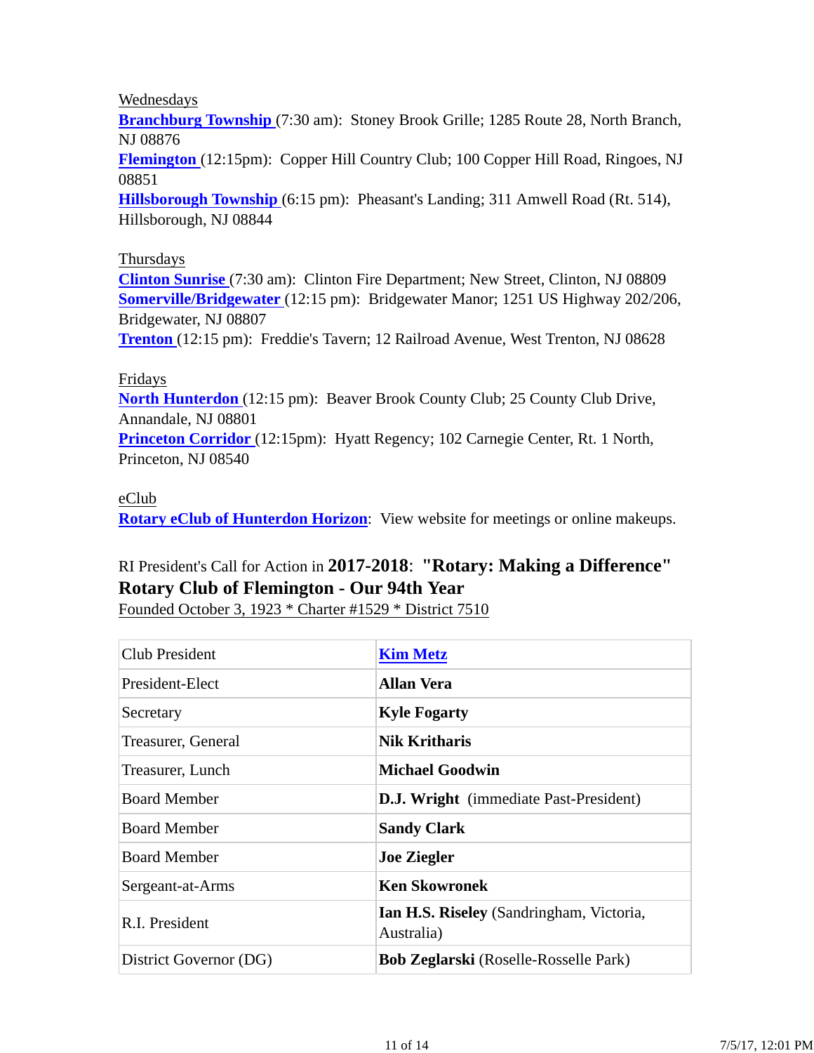Wednesdays

**Branchburg Township** (7:30 am): Stoney Brook Grille; 1285 Route 28, North Branch, NJ 08876

**Flemington** (12:15pm): Copper Hill Country Club; 100 Copper Hill Road, Ringoes, NJ 08851

**Hillsborough Township** (6:15 pm): Pheasant's Landing; 311 Amwell Road (Rt. 514), Hillsborough, NJ 08844

Thursdays

**Clinton Sunrise** (7:30 am): Clinton Fire Department; New Street, Clinton, NJ 08809

**Somerville/Bridgewater** (12:15 pm): Bridgewater Manor; 1251 US Highway 202/206, Bridgewater, NJ 08807

**Trenton** (12:15 pm): Freddie's Tavern; 12 Railroad Avenue, West Trenton, NJ 08628

Fridays

**North Hunterdon** (12:15 pm): Beaver Brook County Club; 25 County Club Drive, Annandale, NJ 08801

**Princeton Corridor** (12:15pm): Hyatt Regency; 102 Carnegie Center, Rt. 1 North, Princeton, NJ 08540

eClub

**Rotary eClub of Hunterdon Horizon**: View website for meetings or online makeups.

RI President's Call for Action in **2017-2018**: **"Rotary: Making a Difference"**

**Rotary Club of Flemington - Our 94th Year**

Founded October 3, 1923 * Charter #1529 * District 7510

| | |
|---|---|
| Club President | **Kim Metz** |
| President-Elect | **Allan Vera** |
| Secretary | **Kyle Fogarty** |
| Treasurer, General | **Nik Kritharis** |
| Treasurer, Lunch | **Michael Goodwin** |
| Board Member | **D.J. Wright** (immediate Past-President) |
| Board Member | **Sandy Clark** |
| Board Member | **Joe Ziegler** |
| Sergeant-at-Arms | **Ken Skowronek** |
| R.I. President | **Ian H.S. Riseley** (Sandringham, Victoria, Australia) |
| District Governor (DG) | **Bob Zeglarski** (Roselle-Rosselle Park) |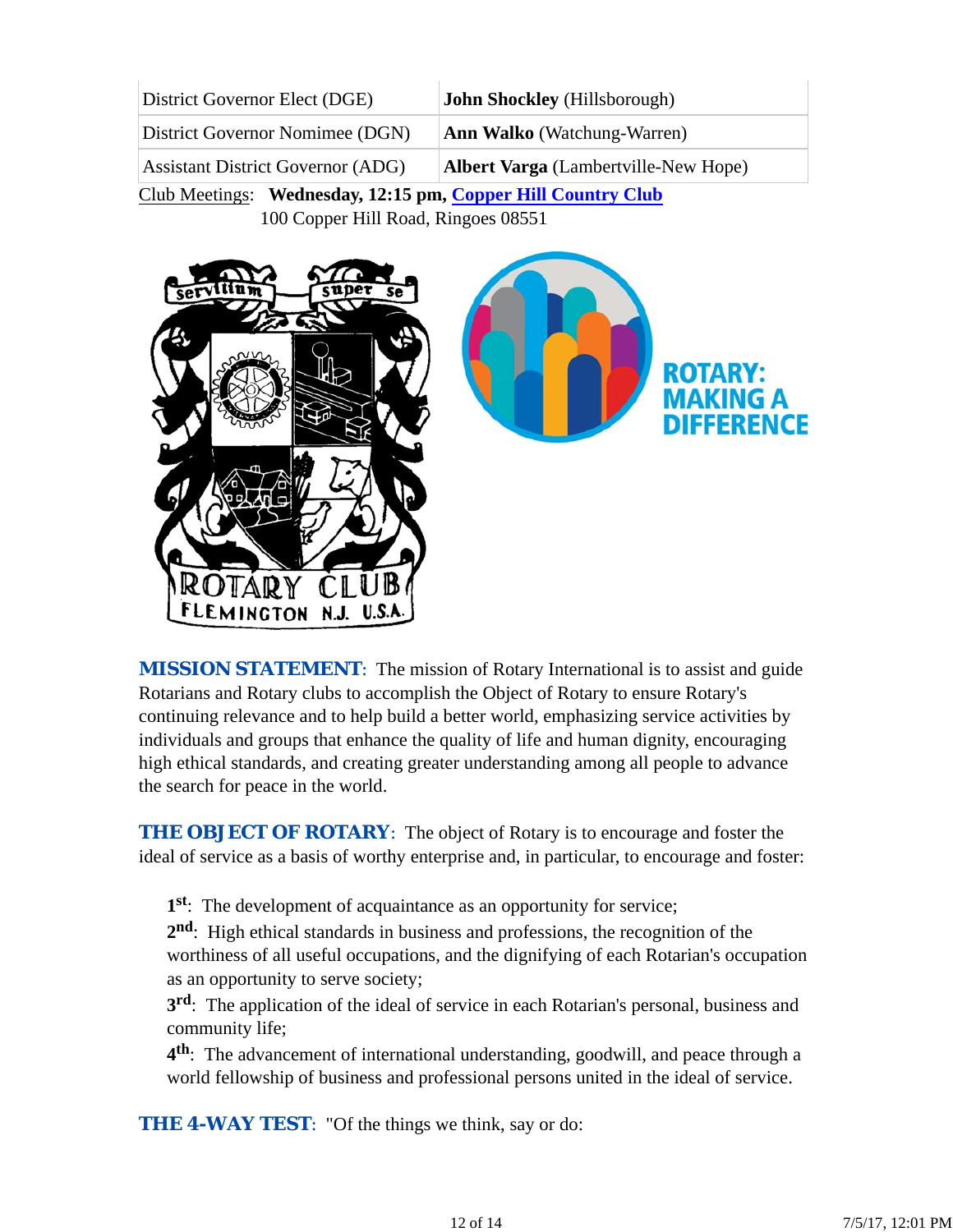| | |
|---|---|
| District Governor Elect (DGE) | **John Shockley** (Hillsborough) |
| District Governor Nominee (DGN) | **Ann Walko** (Watchung-Warren) |
| Assistant District Governor (ADG) | **Albert Varga** (Lambertville-New Hope) |

Club Meetings: **Wednesday, 12:15 pm, Copper Hill Country Club**
100 Copper Hill Road, Ringoes 08551

**MISSION STATEMENT**: The mission of Rotary International is to assist and guide Rotarians and Rotary clubs to accomplish the Object of Rotary to ensure Rotary's continuing relevance and to help build a better world, emphasizing service activities by individuals and groups that enhance the quality of life and human dignity, encouraging high ethical standards, and creating greater understanding among all people to advance the search for peace in the world.

**THE OBJECT OF ROTARY**: The object of Rotary is to encourage and foster the ideal of service as a basis of worthy enterprise and, in particular, to encourage and foster:

**1st**: The development of acquaintance as an opportunity for service;
**2nd**: High ethical standards in business and professions, the recognition of the worthiness of all useful occupations, and the dignifying of each Rotarian's occupation as an opportunity to serve society;
**3rd**: The application of the ideal of service in each Rotarian's personal, business and community life;
**4th**: The advancement of international understanding, goodwill, and peace through a world fellowship of business and professional persons united in the ideal of service.

**THE 4-WAY TEST**: "Of the things we think, say or do: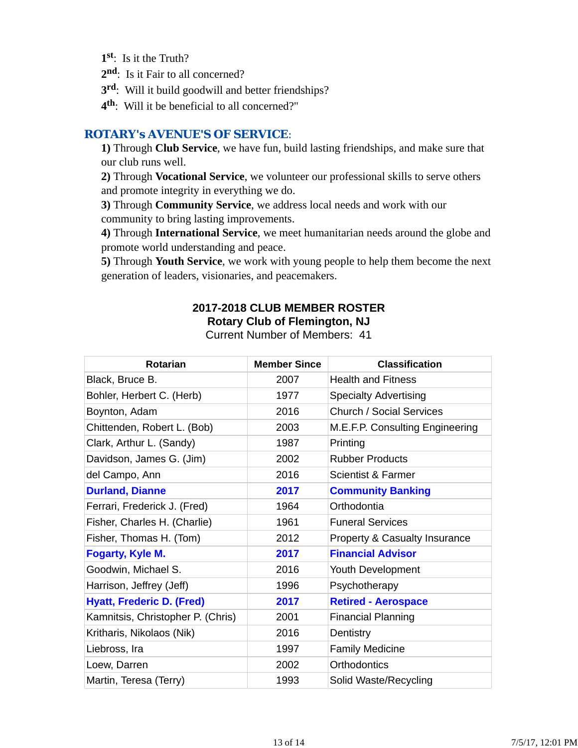1st: Is it the Truth?
2nd: Is it Fair to all concerned?
3rd: Will it build goodwill and better friendships?
4th: Will it be beneficial to all concerned?"

## ROTARY's AVENUE'S OF SERVICE:

**1)** Through **Club Service**, we have fun, build lasting friendships, and make sure that our club runs well.
**2)** Through **Vocational Service**, we volunteer our professional skills to serve others and promote integrity in everything we do.
**3)** Through **Community Service**, we address local needs and work with our community to bring lasting improvements.
**4)** Through **International Service**, we meet humanitarian needs around the globe and promote world understanding and peace.
**5)** Through **Youth Service**, we work with young people to help them become the next generation of leaders, visionaries, and peacemakers.

**2017-2018 CLUB MEMBER ROSTER**
**Rotary Club of Flemington, NJ**
Current Number of Members: 41

| Rotarian | Member Since | Classification |
|---|---|---|
| Black, Bruce B. | 2007 | Health and Fitness |
| Bohler, Herbert C. (Herb) | 1977 | Specialty Advertising |
| Boynton, Adam | 2016 | Church / Social Services |
| Chittenden, Robert L. (Bob) | 2003 | M.E.F.P. Consulting Engineering |
| Clark, Arthur L. (Sandy) | 1987 | Printing |
| Davidson, James G. (Jim) | 2002 | Rubber Products |
| del Campo, Ann | 2016 | Scientist & Farmer |
| **Durland, Dianne** | **2017** | **Community Banking** |
| Ferrari, Frederick J. (Fred) | 1964 | Orthodontia |
| Fisher, Charles H. (Charlie) | 1961 | Funeral Services |
| Fisher, Thomas H. (Tom) | 2012 | Property & Casualty Insurance |
| **Fogarty, Kyle M.** | **2017** | **Financial Advisor** |
| Goodwin, Michael S. | 2016 | Youth Development |
| Harrison, Jeffrey (Jeff) | 1996 | Psychotherapy |
| **Hyatt, Frederic D. (Fred)** | **2017** | **Retired - Aerospace** |
| Kamnitsis, Christopher P. (Chris) | 2001 | Financial Planning |
| Kritharis, Nikolaos (Nik) | 2016 | Dentistry |
| Liebross, Ira | 1997 | Family Medicine |
| Loew, Darren | 2002 | Orthodontics |
| Martin, Teresa (Terry) | 1993 | Solid Waste/Recycling |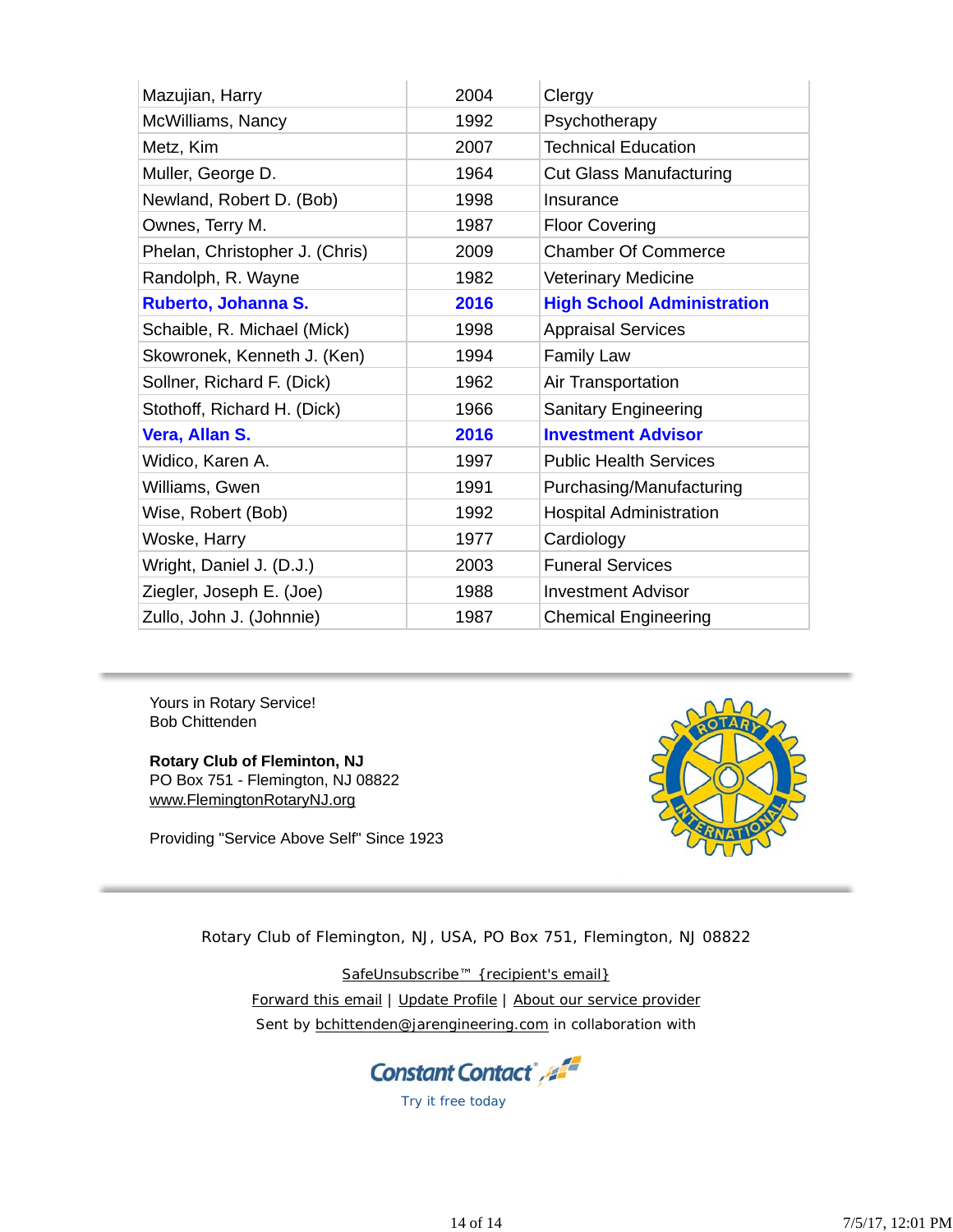| | | |
|---|---|---|
| Mazujian, Harry | 2004 | Clergy |
| McWilliams, Nancy | 1992 | Psychotherapy |
| Metz, Kim | 2007 | Technical Education |
| Muller, George D. | 1964 | Cut Glass Manufacturing |
| Newland, Robert D. (Bob) | 1998 | Insurance |
| Ownes, Terry M. | 1987 | Floor Covering |
| Phelan, Christopher J. (Chris) | 2009 | Chamber Of Commerce |
| Randolph, R. Wayne | 1982 | Veterinary Medicine |
| **Ruberto, Johanna S.** | **2016** | **High School Administration** |
| Schaible, R. Michael (Mick) | 1998 | Appraisal Services |
| Skowronek, Kenneth J. (Ken) | 1994 | Family Law |
| Sollner, Richard F. (Dick) | 1962 | Air Transportation |
| Stothoff, Richard H. (Dick) | 1966 | Sanitary Engineering |
| **Vera, Allan S.** | **2016** | **Investment Advisor** |
| Widico, Karen A. | 1997 | Public Health Services |
| Williams, Gwen | 1991 | Purchasing/Manufacturing |
| Wise, Robert (Bob) | 1992 | Hospital Administration |
| Woske, Harry | 1977 | Cardiology |
| Wright, Daniel J. (D.J.) | 2003 | Funeral Services |
| Ziegler, Joseph E. (Joe) | 1988 | Investment Advisor |
| Zullo, John J. (Johnnie) | 1987 | Chemical Engineering |

Yours in Rotary Service!
Bob Chittenden

**Rotary Club of Fleminton, NJ**
PO Box 751 - Flemington, NJ 08822
www.FlemingtonRotaryNJ.org

Providing "Service Above Self" Since 1923

Rotary Club of Flemington, NJ, USA, PO Box 751, Flemington, NJ 08822

SafeUnsubscribe™ {recipient's email}

Forward this email | Update Profile | About our service provider

Sent by bchittenden@jarengineering.com in collaboration with

Constant Contact

Try it free today